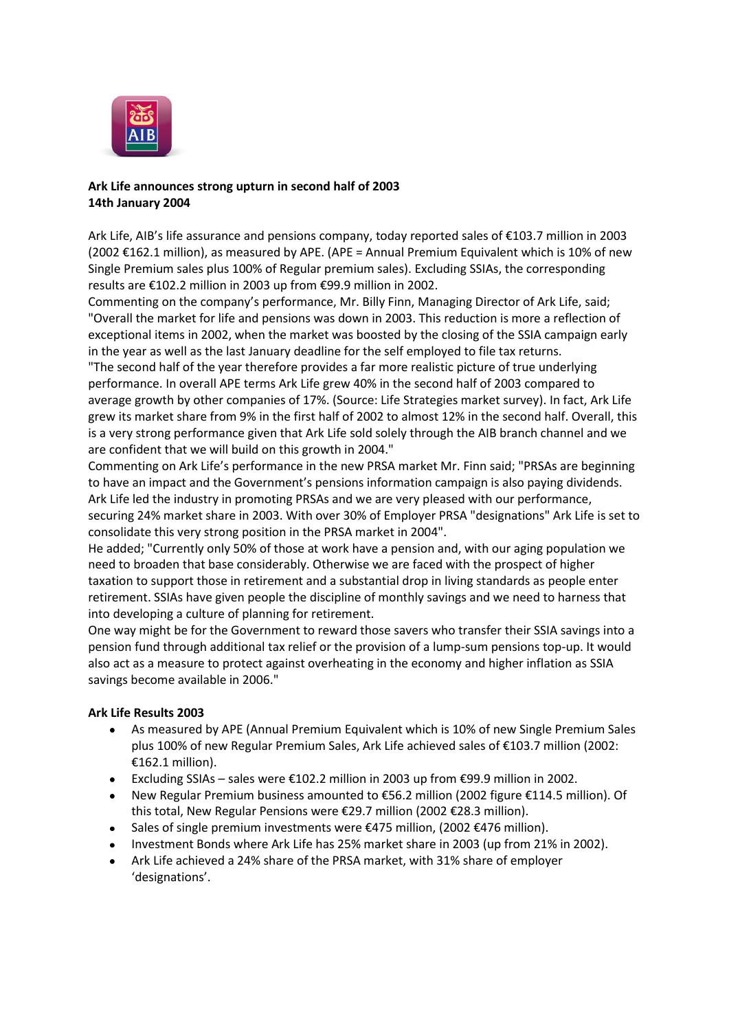**Ark Life announces strong upturn in second half of 2003**
**14th January 2004**

Ark Life, AIB's life assurance and pensions company, today reported sales of €103.7 million in 2003 (2002 €162.1 million), as measured by APE. (APE = Annual Premium Equivalent which is 10% of new Single Premium sales plus 100% of Regular premium sales). Excluding SSIAs, the corresponding results are €102.2 million in 2003 up from €99.9 million in 2002.

Commenting on the company's performance, Mr. Billy Finn, Managing Director of Ark Life, said; "Overall the market for life and pensions was down in 2003. This reduction is more a reflection of exceptional items in 2002, when the market was boosted by the closing of the SSIA campaign early in the year as well as the last January deadline for the self employed to file tax returns.

"The second half of the year therefore provides a far more realistic picture of true underlying performance. In overall APE terms Ark Life grew 40% in the second half of 2003 compared to average growth by other companies of 17%. (Source: Life Strategies market survey). In fact, Ark Life grew its market share from 9% in the first half of 2002 to almost 12% in the second half. Overall, this is a very strong performance given that Ark Life sold solely through the AIB branch channel and we are confident that we will build on this growth in 2004."

Commenting on Ark Life's performance in the new PRSA market Mr. Finn said; "PRSAs are beginning to have an impact and the Government's pensions information campaign is also paying dividends. Ark Life led the industry in promoting PRSAs and we are very pleased with our performance, securing 24% market share in 2003. With over 30% of Employer PRSA "designations" Ark Life is set to consolidate this very strong position in the PRSA market in 2004".

He added; "Currently only 50% of those at work have a pension and, with our aging population we need to broaden that base considerably. Otherwise we are faced with the prospect of higher taxation to support those in retirement and a substantial drop in living standards as people enter retirement. SSIAs have given people the discipline of monthly savings and we need to harness that into developing a culture of planning for retirement.

One way might be for the Government to reward those savers who transfer their SSIA savings into a pension fund through additional tax relief or the provision of a lump-sum pensions top-up. It would also act as a measure to protect against overheating in the economy and higher inflation as SSIA savings become available in 2006."

**Ark Life Results 2003**

- As measured by APE (Annual Premium Equivalent which is 10% of new Single Premium Sales plus 100% of new Regular Premium Sales, Ark Life achieved sales of €103.7 million (2002: €162.1 million).
- Excluding SSIAs – sales were €102.2 million in 2003 up from €99.9 million in 2002.
- New Regular Premium business amounted to €56.2 million (2002 figure €114.5 million). Of this total, New Regular Pensions were €29.7 million (2002 €28.3 million).
- Sales of single premium investments were €475 million, (2002 €476 million).
- Investment Bonds where Ark Life has 25% market share in 2003 (up from 21% in 2002).
- Ark Life achieved a 24% share of the PRSA market, with 31% share of employer 'designations'.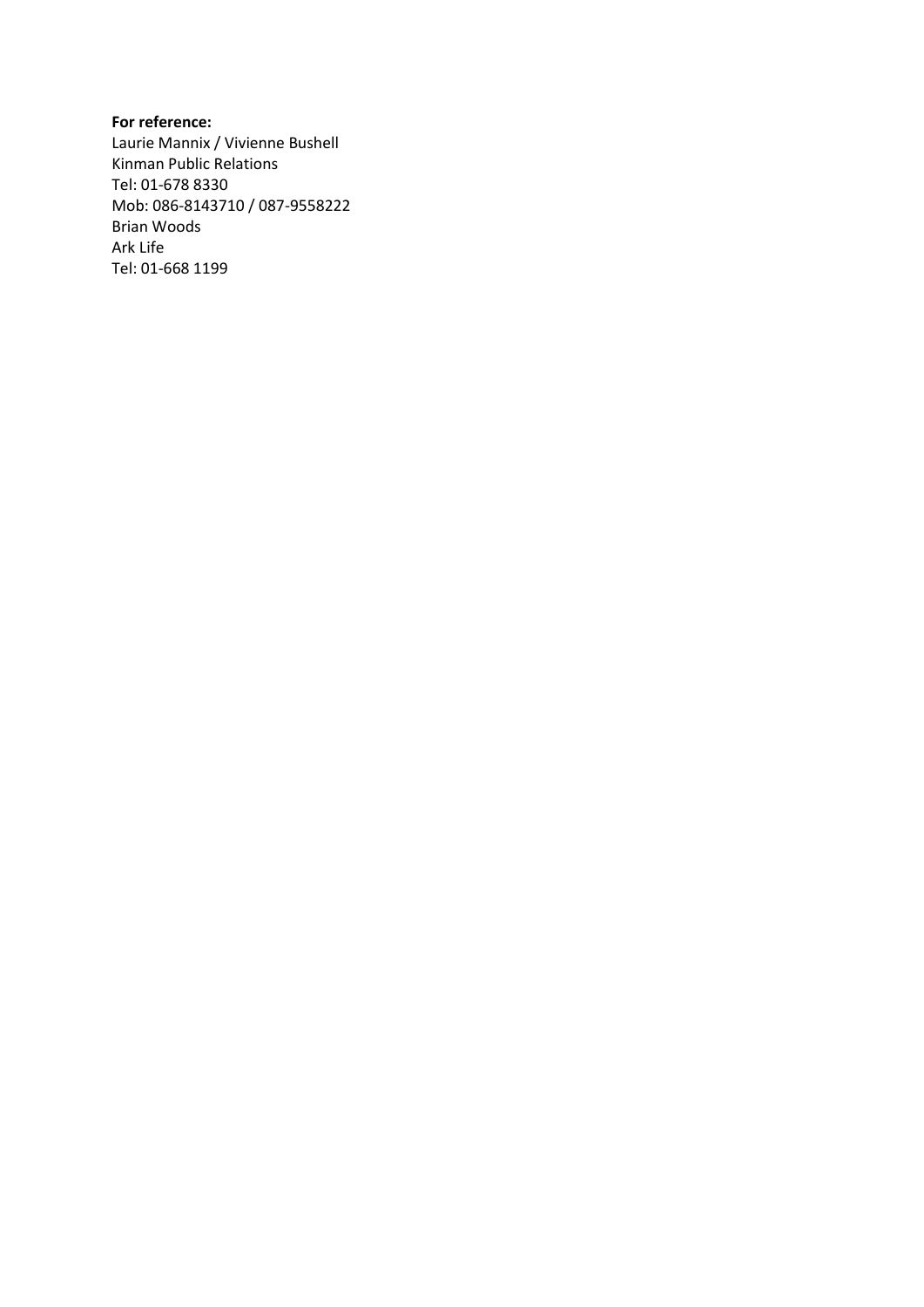**For reference:**
Laurie Mannix / Vivienne Bushell
Kinman Public Relations
Tel: 01-678 8330
Mob: 086-8143710 / 087-9558222
Brian Woods
Ark Life
Tel: 01-668 1199